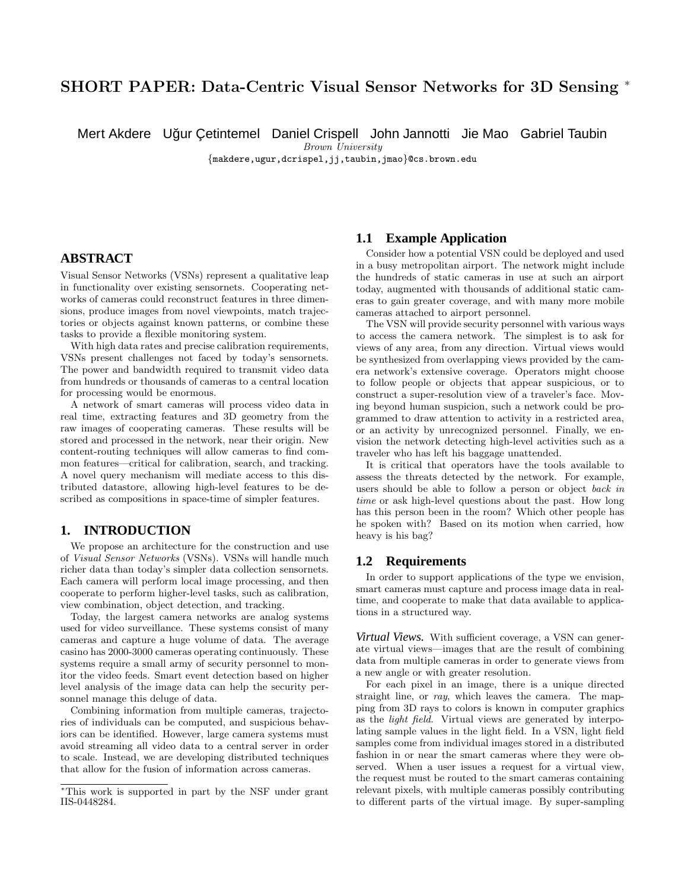# SHORT PAPER: Data-Centric Visual Sensor Networks for 3D Sensing *

Mert Akdere Uğur Çetintemel Daniel Crispell John Jannotti Jie Mao Gabriel Taubin

*Brown University*

{makdere,ugur,dcrispel,jj,taubin,jmao}@cs.brown.edu

## ABSTRACT

Visual Sensor Networks (VSNs) represent a qualitative leap in functionality over existing sensornets. Cooperating networks of cameras could reconstruct features in three dimensions, produce images from novel viewpoints, match trajectories or objects against known patterns, or combine these tasks to provide a flexible monitoring system.

With high data rates and precise calibration requirements, VSNs present challenges not faced by today's sensornets. The power and bandwidth required to transmit video data from hundreds or thousands of cameras to a central location for processing would be enormous.

A network of smart cameras will process video data in real time, extracting features and 3D geometry from the raw images of cooperating cameras. These results will be stored and processed in the network, near their origin. New content-routing techniques will allow cameras to find common features—critical for calibration, search, and tracking. A novel query mechanism will mediate access to this distributed datastore, allowing high-level features to be described as compositions in space-time of simpler features.

## 1. INTRODUCTION

We propose an architecture for the construction and use of *Visual Sensor Networks* (VSNs). VSNs will handle much richer data than today's simpler data collection sensornets. Each camera will perform local image processing, and then cooperate to perform higher-level tasks, such as calibration, view combination, object detection, and tracking.

Today, the largest camera networks are analog systems used for video surveillance. These systems consist of many cameras and capture a huge volume of data. The average casino has 2000-3000 cameras operating continuously. These systems require a small army of security personnel to monitor the video feeds. Smart event detection based on higher level analysis of the image data can help the security personnel manage this deluge of data.

Combining information from multiple cameras, trajectories of individuals can be computed, and suspicious behaviors can be identified. However, large camera systems must avoid streaming all video data to a central server in order to scale. Instead, we are developing distributed techniques that allow for the fusion of information across cameras.

*This work is supported in part by the NSF under grant IIS-0448284.

### 1.1 Example Application

Consider how a potential VSN could be deployed and used in a busy metropolitan airport. The network might include the hundreds of static cameras in use at such an airport today, augmented with thousands of additional static cameras to gain greater coverage, and with many more mobile cameras attached to airport personnel.

The VSN will provide security personnel with various ways to access the camera network. The simplest is to ask for views of any area, from any direction. Virtual views would be synthesized from overlapping views provided by the camera network's extensive coverage. Operators might choose to follow people or objects that appear suspicious, or to construct a super-resolution view of a traveler's face. Moving beyond human suspicion, such a network could be programmed to draw attention to activity in a restricted area, or an activity by unrecognized personnel. Finally, we envision the network detecting high-level activities such as a traveler who has left his baggage unattended.

It is critical that operators have the tools available to assess the threats detected by the network. For example, users should be able to follow a person or object *back in time* or ask high-level questions about the past. How long has this person been in the room? Which other people has he spoken with? Based on its motion when carried, how heavy is his bag?

### 1.2 Requirements

In order to support applications of the type we envision, smart cameras must capture and process image data in real-time, and cooperate to make that data available to applications in a structured way.

***Virtual Views.*** With sufficient coverage, a VSN can generate virtual views—images that are the result of combining data from multiple cameras in order to generate views from a new angle or with greater resolution.

For each pixel in an image, there is a unique directed straight line, or *ray*, which leaves the camera. The mapping from 3D rays to colors is known in computer graphics as the *light field*. Virtual views are generated by interpolating sample values in the light field. In a VSN, light field samples come from individual images stored in a distributed fashion in or near the smart cameras where they were observed. When a user issues a request for a virtual view, the request must be routed to the smart cameras containing relevant pixels, with multiple cameras possibly contributing to different parts of the virtual image. By super-sampling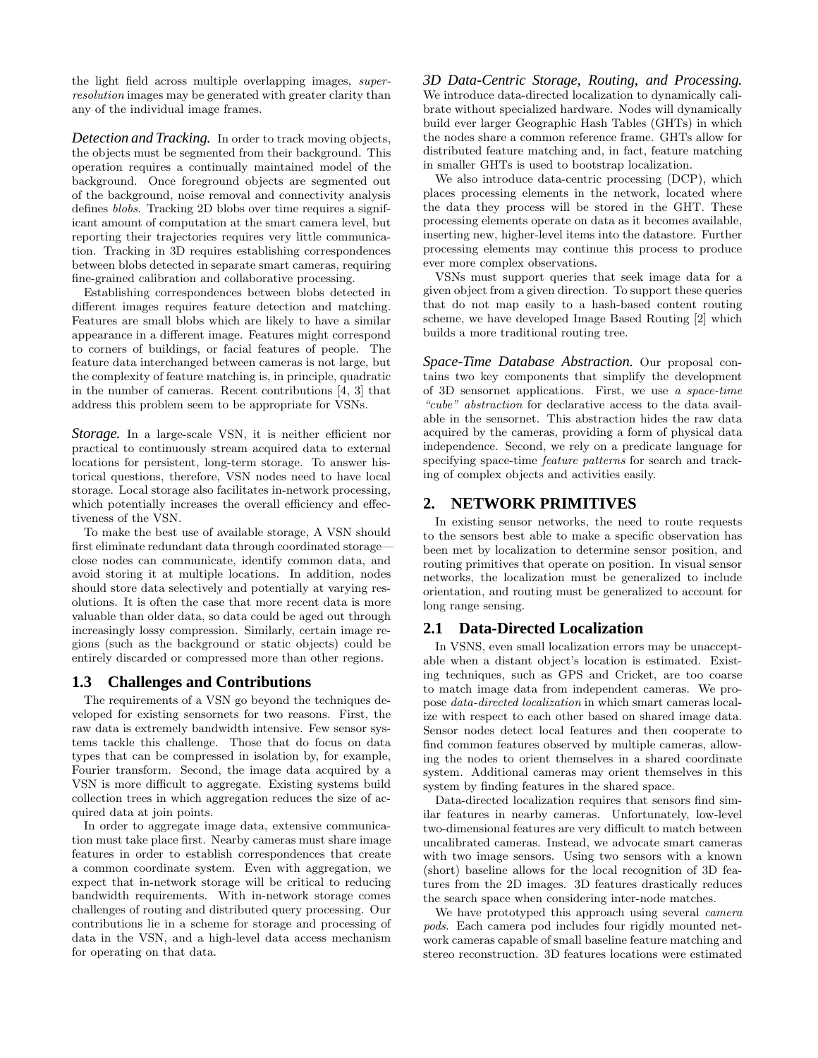the light field across multiple overlapping images, *super-resolution* images may be generated with greater clarity than any of the individual image frames.

***Detection and Tracking.*** In order to track moving objects, the objects must be segmented from their background. This operation requires a continually maintained model of the background. Once foreground objects are segmented out of the background, noise removal and connectivity analysis defines *blobs*. Tracking 2D blobs over time requires a significant amount of computation at the smart camera level, but reporting their trajectories requires very little communication. Tracking in 3D requires establishing correspondences between blobs detected in separate smart cameras, requiring fine-grained calibration and collaborative processing.

Establishing correspondences between blobs detected in different images requires feature detection and matching. Features are small blobs which are likely to have a similar appearance in a different image. Features might correspond to corners of buildings, or facial features of people. The feature data interchanged between cameras is not large, but the complexity of feature matching is, in principle, quadratic in the number of cameras. Recent contributions [4, 3] that address this problem seem to be appropriate for VSNs.

***Storage.*** In a large-scale VSN, it is neither efficient nor practical to continuously stream acquired data to external locations for persistent, long-term storage. To answer historical questions, therefore, VSN nodes need to have local storage. Local storage also facilitates in-network processing, which potentially increases the overall efficiency and effectiveness of the VSN.

To make the best use of available storage, A VSN should first eliminate redundant data through coordinated storage—close nodes can communicate, identify common data, and avoid storing it at multiple locations. In addition, nodes should store data selectively and potentially at varying resolutions. It is often the case that more recent data is more valuable than older data, so data could be aged out through increasingly lossy compression. Similarly, certain image regions (such as the background or static objects) could be entirely discarded or compressed more than other regions.

## 1.3 Challenges and Contributions

The requirements of a VSN go beyond the techniques developed for existing sensornets for two reasons. First, the raw data is extremely bandwidth intensive. Few sensor systems tackle this challenge. Those that do focus on data types that can be compressed in isolation by, for example, Fourier transform. Second, the image data acquired by a VSN is more difficult to aggregate. Existing systems build collection trees in which aggregation reduces the size of acquired data at join points.

In order to aggregate image data, extensive communication must take place first. Nearby cameras must share image features in order to establish correspondences that create a common coordinate system. Even with aggregation, we expect that in-network storage will be critical to reducing bandwidth requirements. With in-network storage comes challenges of routing and distributed query processing. Our contributions lie in a scheme for storage and processing of data in the VSN, and a high-level data access mechanism for operating on that data.

***3D Data-Centric Storage, Routing, and Processing.*** We introduce data-directed localization to dynamically calibrate without specialized hardware. Nodes will dynamically build ever larger Geographic Hash Tables (GHTs) in which the nodes share a common reference frame. GHTs allow for distributed feature matching and, in fact, feature matching in smaller GHTs is used to bootstrap localization.

We also introduce data-centric processing (DCP), which places processing elements in the network, located where the data they process will be stored in the GHT. These processing elements operate on data as it becomes available, inserting new, higher-level items into the datastore. Further processing elements may continue this process to produce ever more complex observations.

VSNs must support queries that seek image data for a given object from a given direction. To support these queries that do not map easily to a hash-based content routing scheme, we have developed Image Based Routing [2] which builds a more traditional routing tree.

***Space-Time Database Abstraction.*** Our proposal contains two key components that simplify the development of 3D sensornet applications. First, we use *a space-time "cube" abstraction* for declarative access to the data available in the sensornet. This abstraction hides the raw data acquired by the cameras, providing a form of physical data independence. Second, we rely on a predicate language for specifying space-time *feature patterns* for search and tracking of complex objects and activities easily.

# 2. NETWORK PRIMITIVES

In existing sensor networks, the need to route requests to the sensors best able to make a specific observation has been met by localization to determine sensor position, and routing primitives that operate on position. In visual sensor networks, the localization must be generalized to include orientation, and routing must be generalized to account for long range sensing.

## 2.1 Data-Directed Localization

In VSNS, even small localization errors may be unacceptable when a distant object's location is estimated. Existing techniques, such as GPS and Cricket, are too coarse to match image data from independent cameras. We propose *data-directed localization* in which smart cameras localize with respect to each other based on shared image data. Sensor nodes detect local features and then cooperate to find common features observed by multiple cameras, allowing the nodes to orient themselves in a shared coordinate system. Additional cameras may orient themselves in this system by finding features in the shared space.

Data-directed localization requires that sensors find similar features in nearby cameras. Unfortunately, low-level two-dimensional features are very difficult to match between uncalibrated cameras. Instead, we advocate smart cameras with two image sensors. Using two sensors with a known (short) baseline allows for the local recognition of 3D features from the 2D images. 3D features drastically reduces the search space when considering inter-node matches.

We have prototyped this approach using several *camera pods*. Each camera pod includes four rigidly mounted network cameras capable of small baseline feature matching and stereo reconstruction. 3D features locations were estimated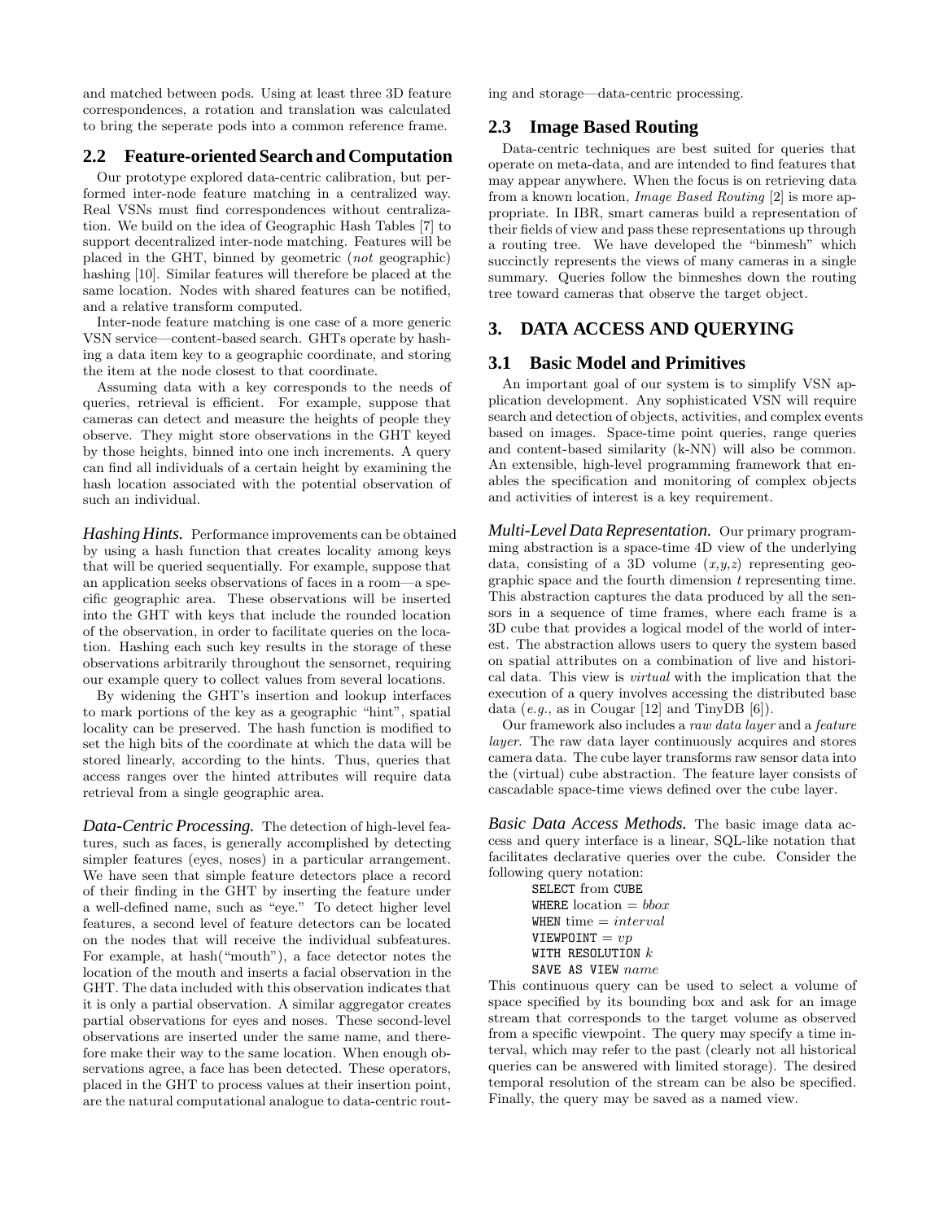and matched between pods. Using at least three 3D feature correspondences, a rotation and translation was calculated to bring the seperate pods into a common reference frame.

## 2.2 Feature-oriented Search and Computation

Our prototype explored data-centric calibration, but performed inter-node feature matching in a centralized way. Real VSNs must find correspondences without centralization. We build on the idea of Geographic Hash Tables [7] to support decentralized inter-node matching. Features will be placed in the GHT, binned by geometric (*not* geographic) hashing [10]. Similar features will therefore be placed at the same location. Nodes with shared features can be notified, and a relative transform computed.

Inter-node feature matching is one case of a more generic VSN service—content-based search. GHTs operate by hashing a data item key to a geographic coordinate, and storing the item at the node closest to that coordinate.

Assuming data with a key corresponds to the needs of queries, retrieval is efficient. For example, suppose that cameras can detect and measure the heights of people they observe. They might store observations in the GHT keyed by those heights, binned into one inch increments. A query can find all individuals of a certain height by examining the hash location associated with the potential observation of such an individual.

***Hashing Hints.*** Performance improvements can be obtained by using a hash function that creates locality among keys that will be queried sequentially. For example, suppose that an application seeks observations of faces in a room—a specific geographic area. These observations will be inserted into the GHT with keys that include the rounded location of the observation, in order to facilitate queries on the location. Hashing each such key results in the storage of these observations arbitrarily throughout the sensornet, requiring our example query to collect values from several locations.

By widening the GHT's insertion and lookup interfaces to mark portions of the key as a geographic "hint", spatial locality can be preserved. The hash function is modified to set the high bits of the coordinate at which the data will be stored linearly, according to the hints. Thus, queries that access ranges over the hinted attributes will require data retrieval from a single geographic area.

***Data-Centric Processing.*** The detection of high-level features, such as faces, is generally accomplished by detecting simpler features (eyes, noses) in a particular arrangement. We have seen that simple feature detectors place a record of their finding in the GHT by inserting the feature under a well-defined name, such as "eye." To detect higher level features, a second level of feature detectors can be located on the nodes that will receive the individual subfeatures. For example, at hash("mouth"), a face detector notes the location of the mouth and inserts a facial observation in the GHT. The data included with this observation indicates that it is only a partial observation. A similar aggregator creates partial observations for eyes and noses. These second-level observations are inserted under the same name, and therefore make their way to the same location. When enough observations agree, a face has been detected. These operators, placed in the GHT to process values at their insertion point, are the natural computational analogue to data-centric routing and storage—data-centric processing.

## 2.3 Image Based Routing

Data-centric techniques are best suited for queries that operate on meta-data, and are intended to find features that may appear anywhere. When the focus is on retrieving data from a known location, *Image Based Routing* [2] is more appropriate. In IBR, smart cameras build a representation of their fields of view and pass these representations up through a routing tree. We have developed the "binmesh" which succinctly represents the views of many cameras in a single summary. Queries follow the binmeshes down the routing tree toward cameras that observe the target object.

# 3. DATA ACCESS AND QUERYING

## 3.1 Basic Model and Primitives

An important goal of our system is to simplify VSN application development. Any sophisticated VSN will require search and detection of objects, activities, and complex events based on images. Space-time point queries, range queries and content-based similarity (k-NN) will also be common. An extensible, high-level programming framework that enables the specification and monitoring of complex objects and activities of interest is a key requirement.

***Multi-Level Data Representation.*** Our primary programming abstraction is a space-time 4D view of the underlying data, consisting of a 3D volume ($x$,$y$,$z$) representing geographic space and the fourth dimension $t$ representing time. This abstraction captures the data produced by all the sensors in a sequence of time frames, where each frame is a 3D cube that provides a logical model of the world of interest. The abstraction allows users to query the system based on spatial attributes on a combination of live and historical data. This view is *virtual* with the implication that the execution of a query involves accessing the distributed base data (*e.g.*, as in Cougar [12] and TinyDB [6]).

Our framework also includes a *raw data layer* and a *feature layer*. The raw data layer continuously acquires and stores camera data. The cube layer transforms raw sensor data into the (virtual) cube abstraction. The feature layer consists of cascadable space-time views defined over the cube layer.

***Basic Data Access Methods.*** The basic image data access and query interface is a linear, SQL-like notation that facilitates declarative queries over the cube. Consider the following query notation:

```
SELECT from CUBE
WHERE location = bbox
WHEN time = interval
VIEWPOINT = vp
WITH RESOLUTION k
SAVE AS VIEW name
```

This continuous query can be used to select a volume of space specified by its bounding box and ask for an image stream that corresponds to the target volume as observed from a specific viewpoint. The query may specify a time interval, which may refer to the past (clearly not all historical queries can be answered with limited storage). The desired temporal resolution of the stream can be also be specified. Finally, the query may be saved as a named view.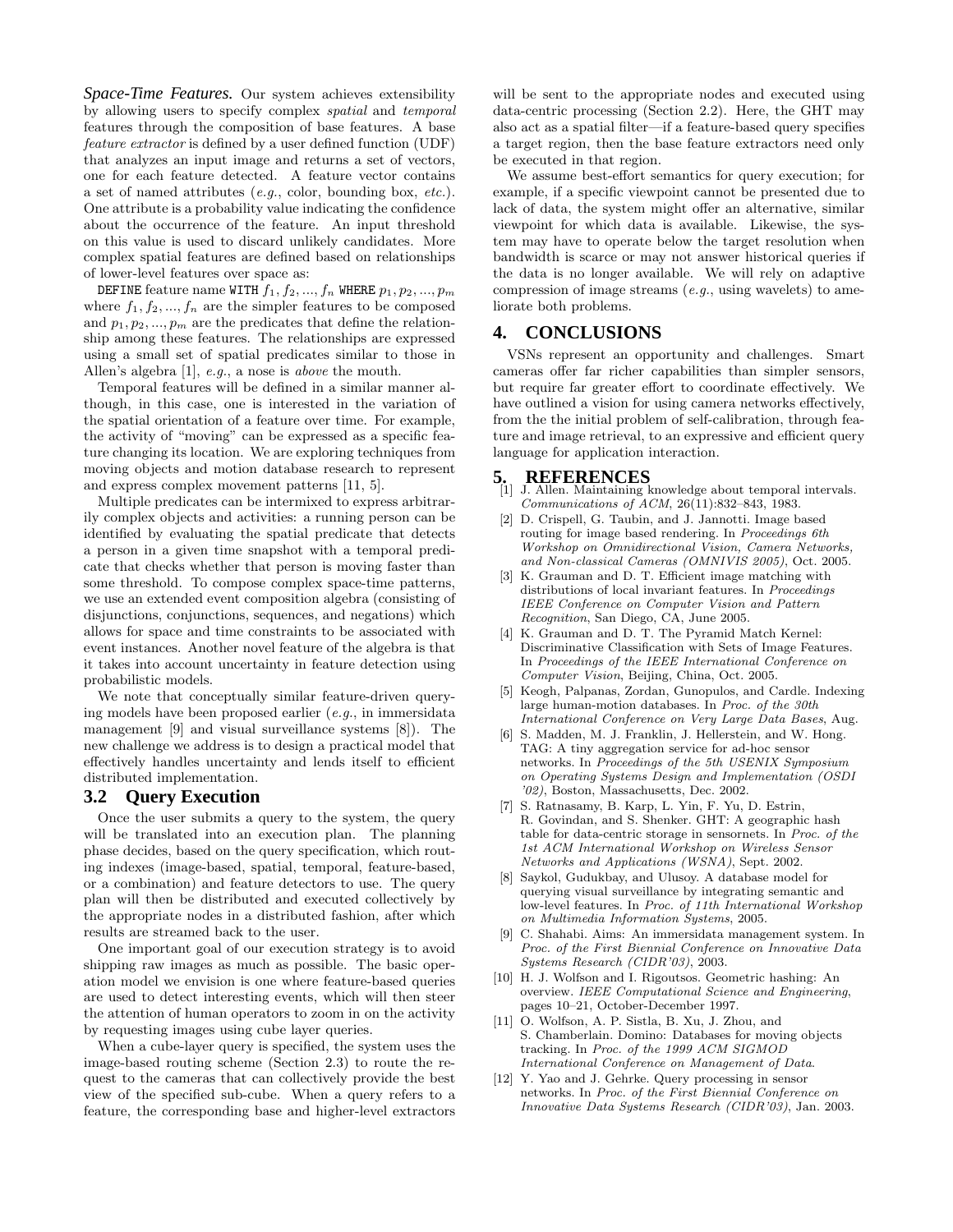***Space-Time Features.*** Our system achieves extensibility by allowing users to specify complex *spatial* and *temporal* features through the composition of base features. A base *feature extractor* is defined by a user defined function (UDF) that analyzes an input image and returns a set of vectors, one for each feature detected. A feature vector contains a set of named attributes (*e.g.*, color, bounding box, *etc.*). One attribute is a probability value indicating the confidence about the occurrence of the feature. An input threshold on this value is used to discard unlikely candidates. More complex spatial features are defined based on relationships of lower-level features over space as:

`DEFINE` feature name `WITH` $f_1, f_2, ..., f_n$ `WHERE` $p_1, p_2, ..., p_m$ where $f_1, f_2, ..., f_n$ are the simpler features to be composed and $p_1, p_2, ..., p_m$ are the predicates that define the relationship among these features. The relationships are expressed using a small set of spatial predicates similar to those in Allen's algebra [1], *e.g.*, a nose is *above* the mouth.

Temporal features will be defined in a similar manner although, in this case, one is interested in the variation of the spatial orientation of a feature over time. For example, the activity of "moving" can be expressed as a specific feature changing its location. We are exploring techniques from moving objects and motion database research to represent and express complex movement patterns [11, 5].

Multiple predicates can be intermixed to express arbitrarily complex objects and activities: a running person can be identified by evaluating the spatial predicate that detects a person in a given time snapshot with a temporal predicate that checks whether that person is moving faster than some threshold. To compose complex space-time patterns, we use an extended event composition algebra (consisting of disjunctions, conjunctions, sequences, and negations) which allows for space and time constraints to be associated with event instances. Another novel feature of the algebra is that it takes into account uncertainty in feature detection using probabilistic models.

We note that conceptually similar feature-driven querying models have been proposed earlier (*e.g.*, in immersidata management [9] and visual surveillance systems [8]). The new challenge we address is to design a practical model that effectively handles uncertainty and lends itself to efficient distributed implementation.

## 3.2 Query Execution

Once the user submits a query to the system, the query will be translated into an execution plan. The planning phase decides, based on the query specification, which routing indexes (image-based, spatial, temporal, feature-based, or a combination) and feature detectors to use. The query plan will then be distributed and executed collectively by the appropriate nodes in a distributed fashion, after which results are streamed back to the user.

One important goal of our execution strategy is to avoid shipping raw images as much as possible. The basic operation model we envision is one where feature-based queries are used to detect interesting events, which will then steer the attention of human operators to zoom in on the activity by requesting images using cube layer queries.

When a cube-layer query is specified, the system uses the image-based routing scheme (Section 2.3) to route the request to the cameras that can collectively provide the best view of the specified sub-cube. When a query refers to a feature, the corresponding base and higher-level extractors will be sent to the appropriate nodes and executed using data-centric processing (Section 2.2). Here, the GHT may also act as a spatial filter—if a feature-based query specifies a target region, then the base feature extractors need only be executed in that region.

We assume best-effort semantics for query execution; for example, if a specific viewpoint cannot be presented due to lack of data, the system might offer an alternative, similar viewpoint for which data is available. Likewise, the system may have to operate below the target resolution when bandwidth is scarce or may not answer historical queries if the data is no longer available. We will rely on adaptive compression of image streams (*e.g.*, using wavelets) to ameliorate both problems.

# 4. CONCLUSIONS

VSNs represent an opportunity and challenges. Smart cameras offer far richer capabilities than simpler sensors, but require far greater effort to coordinate effectively. We have outlined a vision for using camera networks effectively, from the the initial problem of self-calibration, through feature and image retrieval, to an expressive and efficient query language for application interaction.

# 5. REFERENCES

[1] J. Allen. Maintaining knowledge about temporal intervals. *Communications of ACM*, 26(11):832–843, 1983.

[2] D. Crispell, G. Taubin, and J. Jannotti. Image based routing for image based rendering. In *Proceedings 6th Workshop on Omnidirectional Vision, Camera Networks, and Non-classical Cameras (OMNIVIS 2005)*, Oct. 2005.

[3] K. Grauman and D. T. Efficient image matching with distributions of local invariant features. In *Proceedings IEEE Conference on Computer Vision and Pattern Recognition*, San Diego, CA, June 2005.

[4] K. Grauman and D. T. The Pyramid Match Kernel: Discriminative Classification with Sets of Image Features. In *Proceedings of the IEEE International Conference on Computer Vision*, Beijing, China, Oct. 2005.

[5] Keogh, Palpanas, Zordan, Gunopulos, and Cardle. Indexing large human-motion databases. In *Proc. of the 30th International Conference on Very Large Data Bases*, Aug.

[6] S. Madden, M. J. Franklin, J. Hellerstein, and W. Hong. TAG: A tiny aggregation service for ad-hoc sensor networks. In *Proceedings of the 5th USENIX Symposium on Operating Systems Design and Implementation (OSDI '02)*, Boston, Massachusetts, Dec. 2002.

[7] S. Ratnasamy, B. Karp, L. Yin, F. Yu, D. Estrin, R. Govindan, and S. Shenker. GHT: A geographic hash table for data-centric storage in sensornets. In *Proc. of the 1st ACM International Workshop on Wireless Sensor Networks and Applications (WSNA)*, Sept. 2002.

[8] Saykol, Gudukbay, and Ulusoy. A database model for querying visual surveillance by integrating semantic and low-level features. In *Proc. of 11th International Workshop on Multimedia Information Systems*, 2005.

[9] C. Shahabi. Aims: An immersidata management system. In *Proc. of the First Biennial Conference on Innovative Data Systems Research (CIDR'03)*, 2003.

[10] H. J. Wolfson and I. Rigoutsos. Geometric hashing: An overview. *IEEE Computational Science and Engineering*, pages 10–21, October-December 1997.

[11] O. Wolfson, A. P. Sistla, B. Xu, J. Zhou, and S. Chamberlain. Domino: Databases for moving objects tracking. In *Proc. of the 1999 ACM SIGMOD International Conference on Management of Data*.

[12] Y. Yao and J. Gehrke. Query processing in sensor networks. In *Proc. of the First Biennial Conference on Innovative Data Systems Research (CIDR'03)*, Jan. 2003.